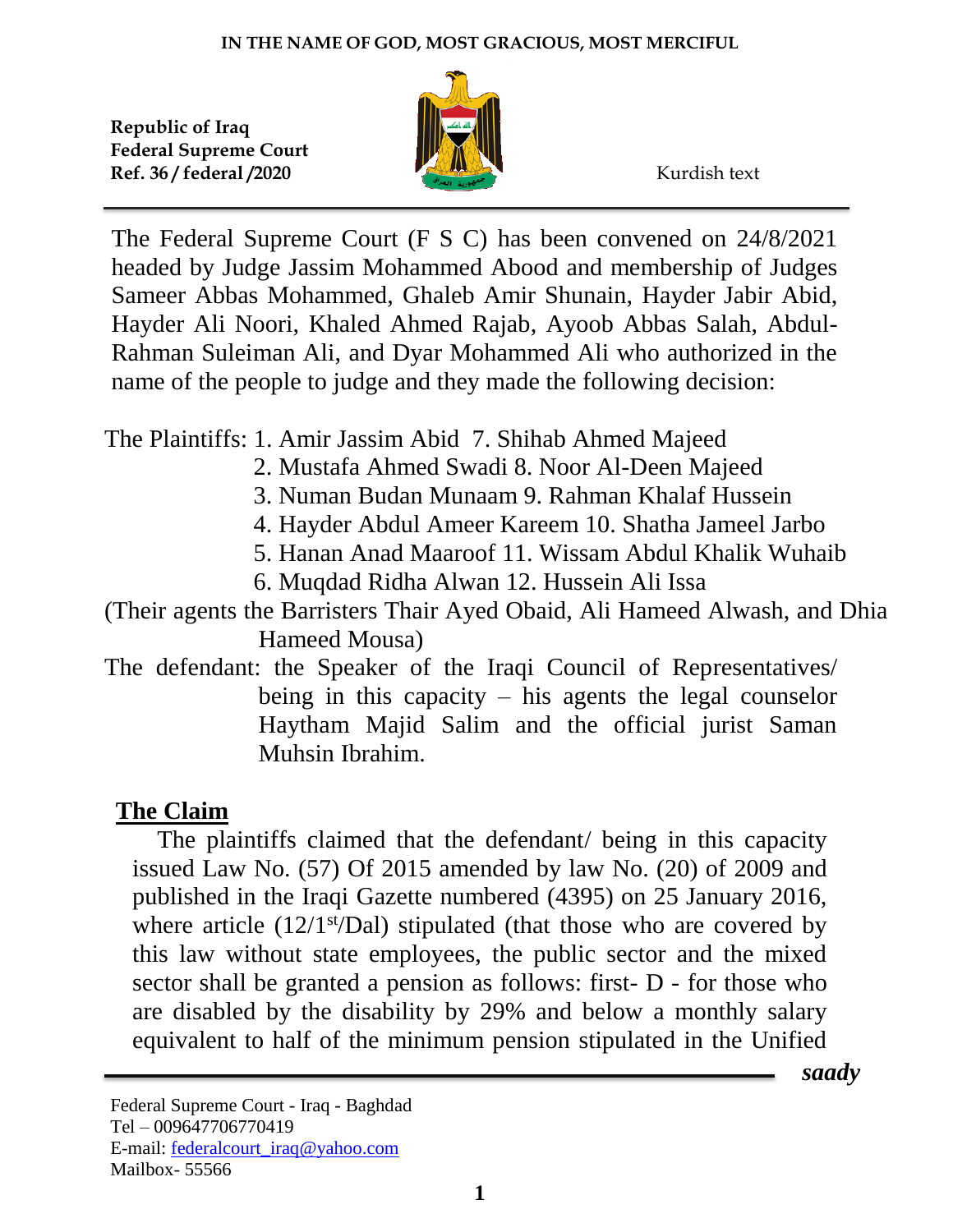IN THE NAME OF GOD, MOST GRACIOUS, MOST MERCIFUL

**Republic of Iraq**
**Federal Supreme Court**
**Ref. 36 / federal /2020**

Kurdish text

The Federal Supreme Court (F S C) has been convened on 24/8/2021 headed by Judge Jassim Mohammed Abood and membership of Judges Sameer Abbas Mohammed, Ghaleb Amir Shunain, Hayder Jabir Abid, Hayder Ali Noori, Khaled Ahmed Rajab, Ayoob Abbas Salah, Abdul-Rahman Suleiman Ali, and Dyar Mohammed Ali who authorized in the name of the people to judge and they made the following decision:

The Plaintiffs: 1. Amir Jassim Abid 7. Shihab Ahmed Majeed
2. Mustafa Ahmed Swadi 8. Noor Al-Deen Majeed
3. Numan Budan Munaam 9. Rahman Khalaf Hussein
4. Hayder Abdul Ameer Kareem 10. Shatha Jameel Jarbo
5. Hanan Anad Maaroof 11. Wissam Abdul Khalik Wuhaib
6. Muqdad Ridha Alwan 12. Hussein Ali Issa

(Their agents the Barristers Thair Ayed Obaid, Ali Hameed Alwash, and Dhia Hameed Mousa)

The defendant: the Speaker of the Iraqi Council of Representatives/ being in this capacity – his agents the legal counselor Haytham Majid Salim and the official jurist Saman Muhsin Ibrahim.

## The Claim

The plaintiffs claimed that the defendant/ being in this capacity issued Law No. (57) Of 2015 amended by law No. (20) of 2009 and published in the Iraqi Gazette numbered (4395) on 25 January 2016, where article (12/1st/Dal) stipulated (that those who are covered by this law without state employees, the public sector and the mixed sector shall be granted a pension as follows: first- D - for those who are disabled by the disability by 29% and below a monthly salary equivalent to half of the minimum pension stipulated in the Unified

*saady*

Federal Supreme Court - Iraq - Baghdad
Tel – 009647706770419
E-mail: federalcourt_iraq@yahoo.com
Mailbox- 55566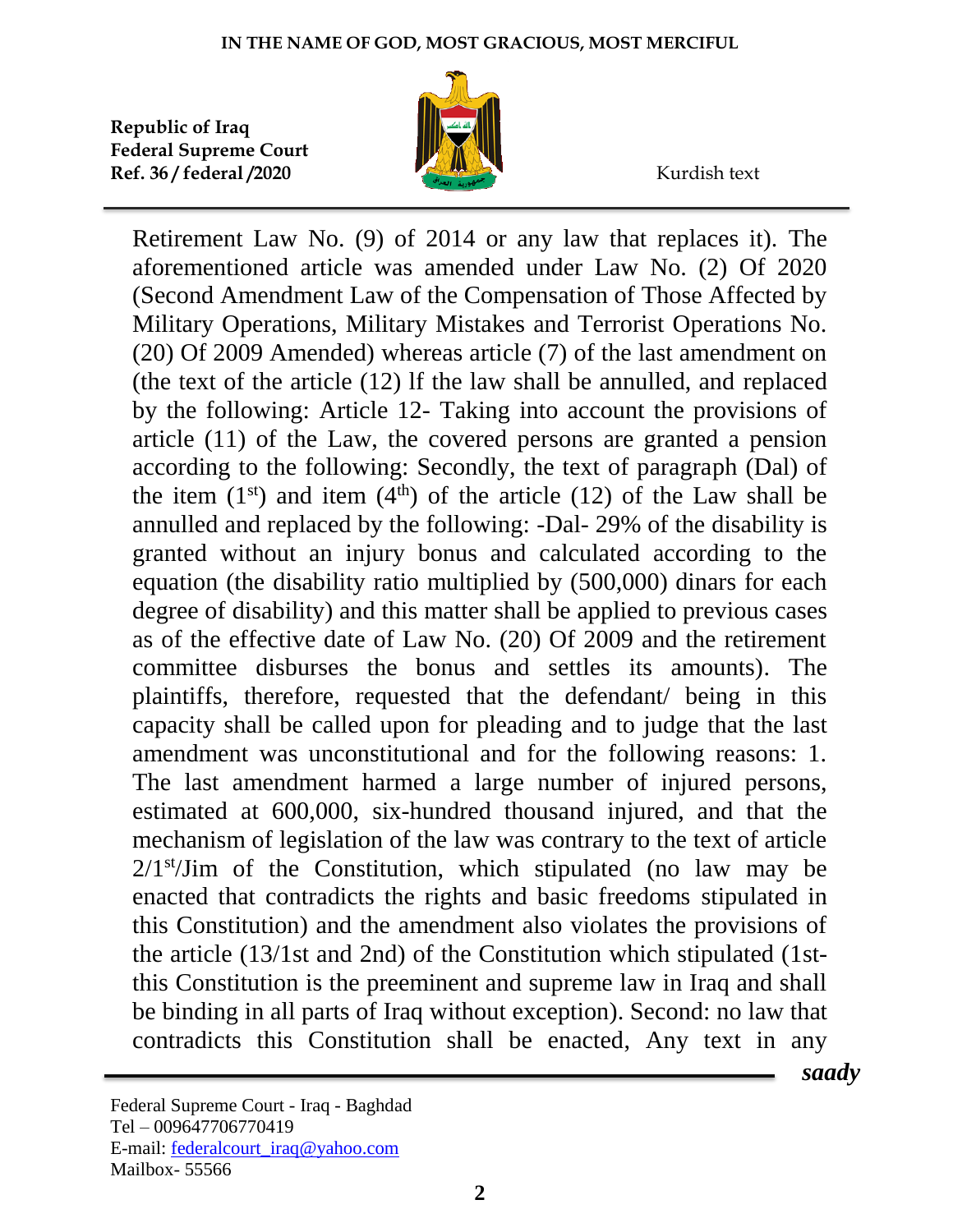Retirement Law No. (9) of 2014 or any law that replaces it). The aforementioned article was amended under Law No. (2) Of 2020 (Second Amendment Law of the Compensation of Those Affected by Military Operations, Military Mistakes and Terrorist Operations No. (20) Of 2009 Amended) whereas article (7) of the last amendment on (the text of the article (12) lf the law shall be annulled, and replaced by the following: Article 12- Taking into account the provisions of article (11) of the Law, the covered persons are granted a pension according to the following: Secondly, the text of paragraph (Dal) of the item (1st) and item (4th) of the article (12) of the Law shall be annulled and replaced by the following: -Dal- 29% of the disability is granted without an injury bonus and calculated according to the equation (the disability ratio multiplied by (500,000) dinars for each degree of disability) and this matter shall be applied to previous cases as of the effective date of Law No. (20) Of 2009 and the retirement committee disburses the bonus and settles its amounts). The plaintiffs, therefore, requested that the defendant/ being in this capacity shall be called upon for pleading and to judge that the last amendment was unconstitutional and for the following reasons: 1. The last amendment harmed a large number of injured persons, estimated at 600,000, six-hundred thousand injured, and that the mechanism of legislation of the law was contrary to the text of article 2/1st/Jim of the Constitution, which stipulated (no law may be enacted that contradicts the rights and basic freedoms stipulated in this Constitution) and the amendment also violates the provisions of the article (13/1st and 2nd) of the Constitution which stipulated (1st- this Constitution is the preeminent and supreme law in Iraq and shall be binding in all parts of Iraq without exception). Second: no law that contradicts this Constitution shall be enacted, Any text in any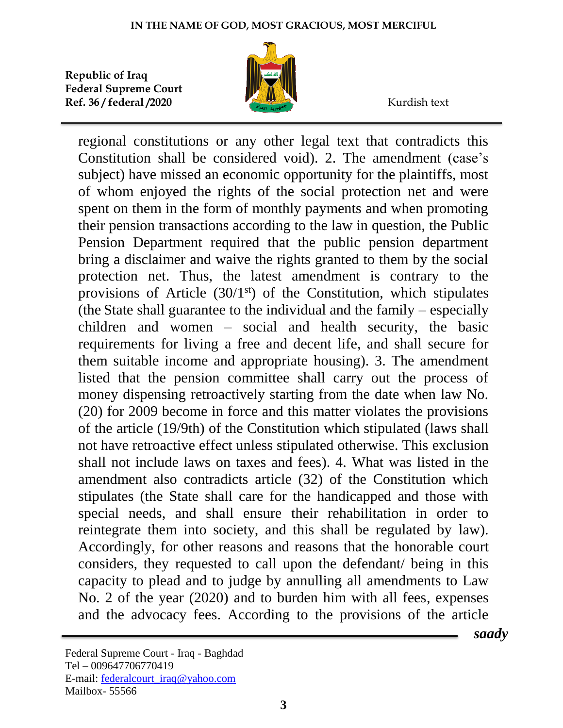regional constitutions or any other legal text that contradicts this Constitution shall be considered void). 2. The amendment (case's subject) have missed an economic opportunity for the plaintiffs, most of whom enjoyed the rights of the social protection net and were spent on them in the form of monthly payments and when promoting their pension transactions according to the law in question, the Public Pension Department required that the public pension department bring a disclaimer and waive the rights granted to them by the social protection net. Thus, the latest amendment is contrary to the provisions of Article (30/1st) of the Constitution, which stipulates (the State shall guarantee to the individual and the family – especially children and women – social and health security, the basic requirements for living a free and decent life, and shall secure for them suitable income and appropriate housing). 3. The amendment listed that the pension committee shall carry out the process of money dispensing retroactively starting from the date when law No. (20) for 2009 become in force and this matter violates the provisions of the article (19/9th) of the Constitution which stipulated (laws shall not have retroactive effect unless stipulated otherwise. This exclusion shall not include laws on taxes and fees). 4. What was listed in the amendment also contradicts article (32) of the Constitution which stipulates (the State shall care for the handicapped and those with special needs, and shall ensure their rehabilitation in order to reintegrate them into society, and this shall be regulated by law). Accordingly, for other reasons and reasons that the honorable court considers, they requested to call upon the defendant/ being in this capacity to plead and to judge by annulling all amendments to Law No. 2 of the year (2020) and to burden him with all fees, expenses and the advocacy fees. According to the provisions of the article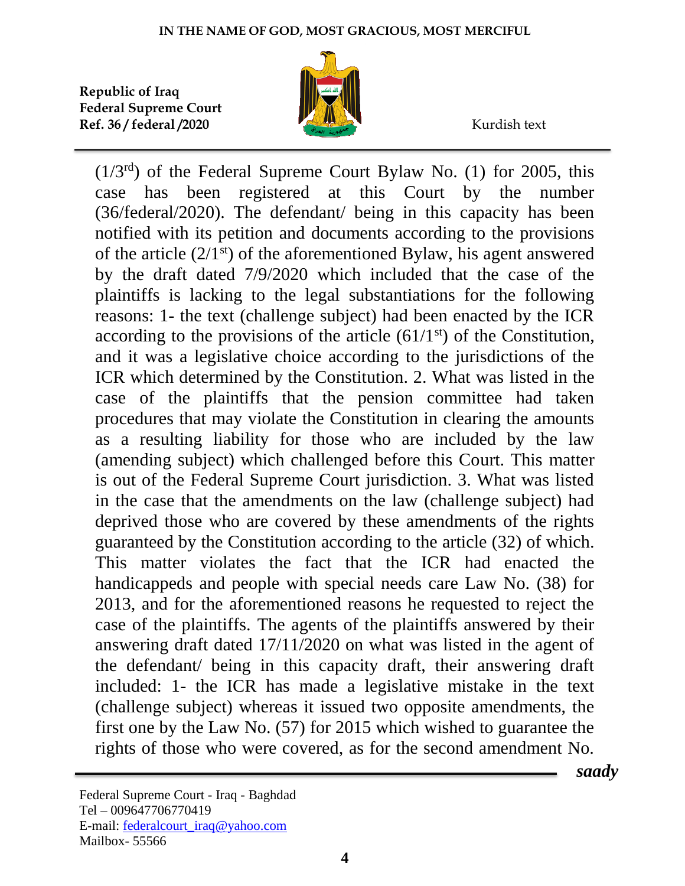($1/3^{rd}$) of the Federal Supreme Court Bylaw No. (1) for 2005, this case has been registered at this Court by the number (36/federal/2020). The defendant/ being in this capacity has been notified with its petition and documents according to the provisions of the article ($2/1^{st}$) of the aforementioned Bylaw, his agent answered by the draft dated 7/9/2020 which included that the case of the plaintiffs is lacking to the legal substantiations for the following reasons: 1- the text (challenge subject) had been enacted by the ICR according to the provisions of the article ($61/1^{st}$) of the Constitution, and it was a legislative choice according to the jurisdictions of the ICR which determined by the Constitution. 2. What was listed in the case of the plaintiffs that the pension committee had taken procedures that may violate the Constitution in clearing the amounts as a resulting liability for those who are included by the law (amending subject) which challenged before this Court. This matter is out of the Federal Supreme Court jurisdiction. 3. What was listed in the case that the amendments on the law (challenge subject) had deprived those who are covered by these amendments of the rights guaranteed by the Constitution according to the article (32) of which. This matter violates the fact that the ICR had enacted the handicappeds and people with special needs care Law No. (38) for 2013, and for the aforementioned reasons he requested to reject the case of the plaintiffs. The agents of the plaintiffs answered by their answering draft dated 17/11/2020 on what was listed in the agent of the defendant/ being in this capacity draft, their answering draft included: 1- the ICR has made a legislative mistake in the text (challenge subject) whereas it issued two opposite amendments, the first one by the Law No. (57) for 2015 which wished to guarantee the rights of those who were covered, as for the second amendment No.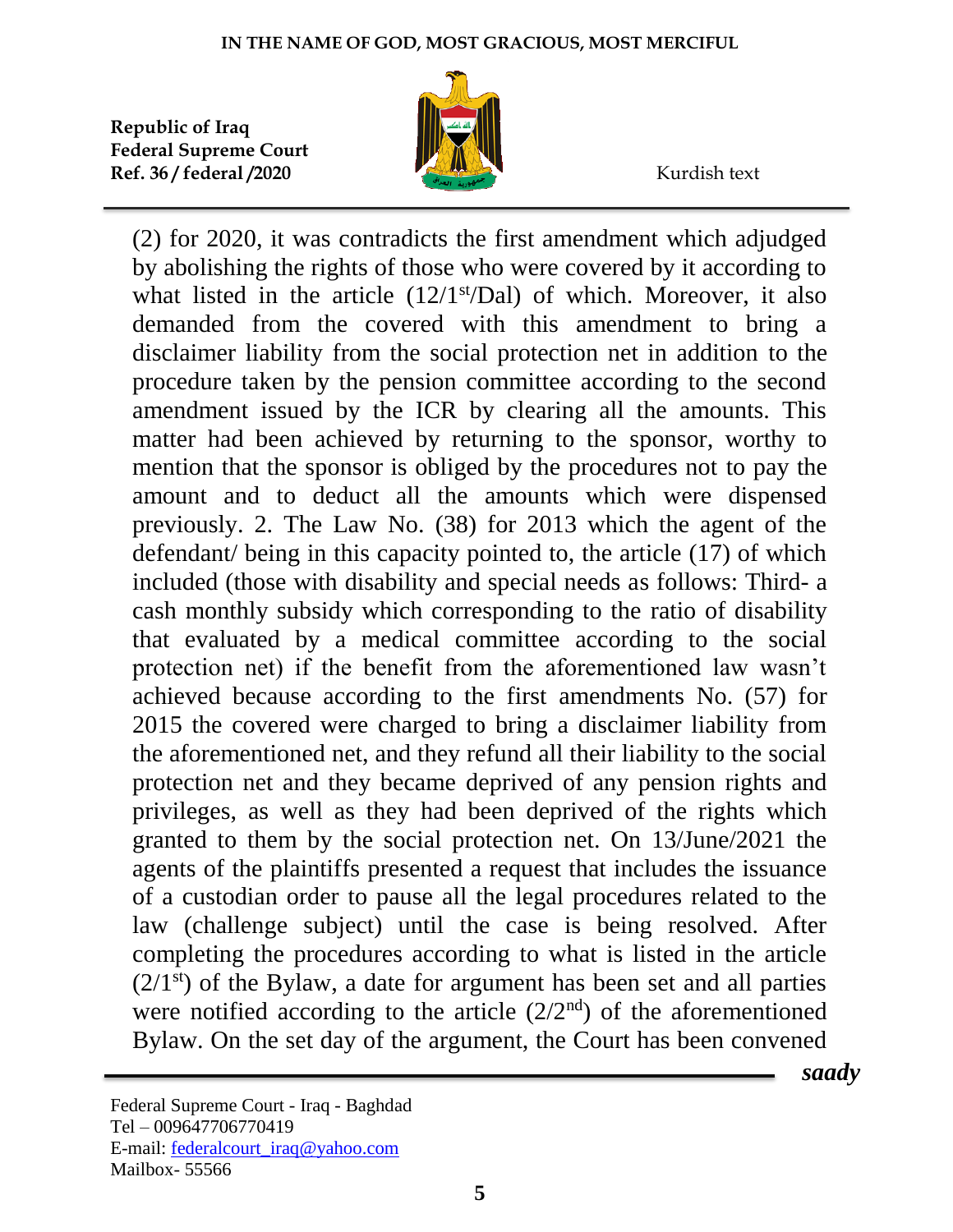(2) for 2020, it was contradicts the first amendment which adjudged by abolishing the rights of those who were covered by it according to what listed in the article (12/1st/Dal) of which. Moreover, it also demanded from the covered with this amendment to bring a disclaimer liability from the social protection net in addition to the procedure taken by the pension committee according to the second amendment issued by the ICR by clearing all the amounts. This matter had been achieved by returning to the sponsor, worthy to mention that the sponsor is obliged by the procedures not to pay the amount and to deduct all the amounts which were dispensed previously. 2. The Law No. (38) for 2013 which the agent of the defendant/ being in this capacity pointed to, the article (17) of which included (those with disability and special needs as follows: Third- a cash monthly subsidy which corresponding to the ratio of disability that evaluated by a medical committee according to the social protection net) if the benefit from the aforementioned law wasn't achieved because according to the first amendments No. (57) for 2015 the covered were charged to bring a disclaimer liability from the aforementioned net, and they refund all their liability to the social protection net and they became deprived of any pension rights and privileges, as well as they had been deprived of the rights which granted to them by the social protection net. On 13/June/2021 the agents of the plaintiffs presented a request that includes the issuance of a custodian order to pause all the legal procedures related to the law (challenge subject) until the case is being resolved. After completing the procedures according to what is listed in the article (2/1st) of the Bylaw, a date for argument has been set and all parties were notified according to the article (2/2nd) of the aforementioned Bylaw. On the set day of the argument, the Court has been convened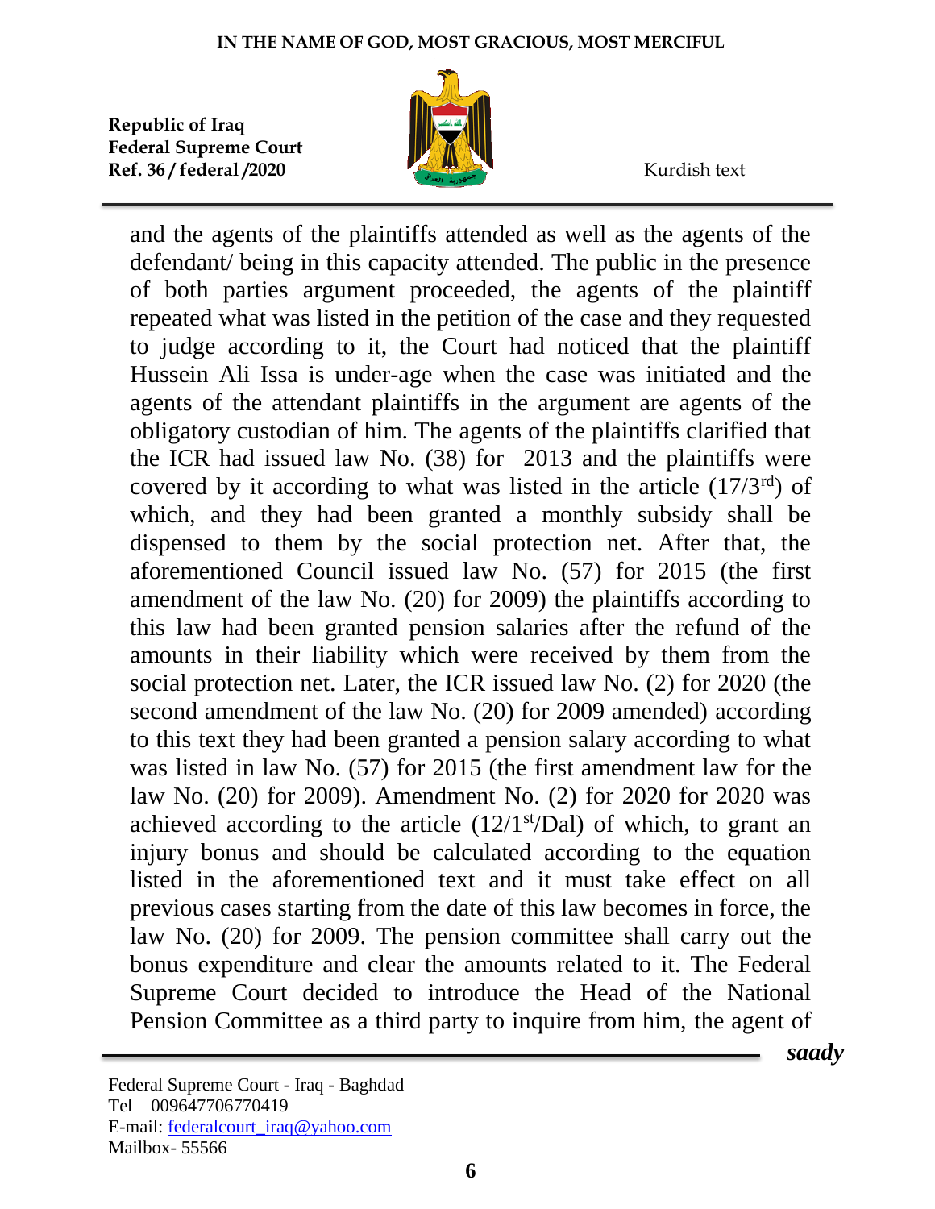and the agents of the plaintiffs attended as well as the agents of the defendant/ being in this capacity attended. The public in the presence of both parties argument proceeded, the agents of the plaintiff repeated what was listed in the petition of the case and they requested to judge according to it, the Court had noticed that the plaintiff Hussein Ali Issa is under-age when the case was initiated and the agents of the attendant plaintiffs in the argument are agents of the obligatory custodian of him. The agents of the plaintiffs clarified that the ICR had issued law No. (38) for 2013 and the plaintiffs were covered by it according to what was listed in the article (17/3rd) of which, and they had been granted a monthly subsidy shall be dispensed to them by the social protection net. After that, the aforementioned Council issued law No. (57) for 2015 (the first amendment of the law No. (20) for 2009) the plaintiffs according to this law had been granted pension salaries after the refund of the amounts in their liability which were received by them from the social protection net. Later, the ICR issued law No. (2) for 2020 (the second amendment of the law No. (20) for 2009 amended) according to this text they had been granted a pension salary according to what was listed in law No. (57) for 2015 (the first amendment law for the law No. (20) for 2009). Amendment No. (2) for 2020 for 2020 was achieved according to the article (12/1st/Dal) of which, to grant an injury bonus and should be calculated according to the equation listed in the aforementioned text and it must take effect on all previous cases starting from the date of this law becomes in force, the law No. (20) for 2009. The pension committee shall carry out the bonus expenditure and clear the amounts related to it. The Federal Supreme Court decided to introduce the Head of the National Pension Committee as a third party to inquire from him, the agent of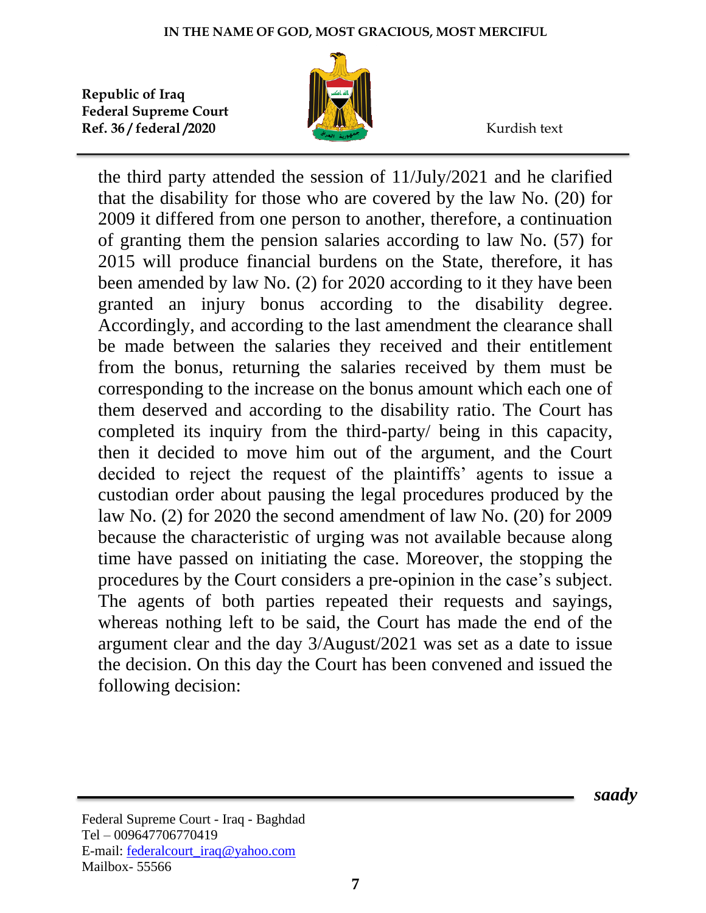the third party attended the session of 11/July/2021 and he clarified that the disability for those who are covered by the law No. (20) for 2009 it differed from one person to another, therefore, a continuation of granting them the pension salaries according to law No. (57) for 2015 will produce financial burdens on the State, therefore, it has been amended by law No. (2) for 2020 according to it they have been granted an injury bonus according to the disability degree. Accordingly, and according to the last amendment the clearance shall be made between the salaries they received and their entitlement from the bonus, returning the salaries received by them must be corresponding to the increase on the bonus amount which each one of them deserved and according to the disability ratio. The Court has completed its inquiry from the third-party/ being in this capacity, then it decided to move him out of the argument, and the Court decided to reject the request of the plaintiffs' agents to issue a custodian order about pausing the legal procedures produced by the law No. (2) for 2020 the second amendment of law No. (20) for 2009 because the characteristic of urging was not available because along time have passed on initiating the case. Moreover, the stopping the procedures by the Court considers a pre-opinion in the case's subject. The agents of both parties repeated their requests and sayings, whereas nothing left to be said, the Court has made the end of the argument clear and the day 3/August/2021 was set as a date to issue the decision. On this day the Court has been convened and issued the following decision: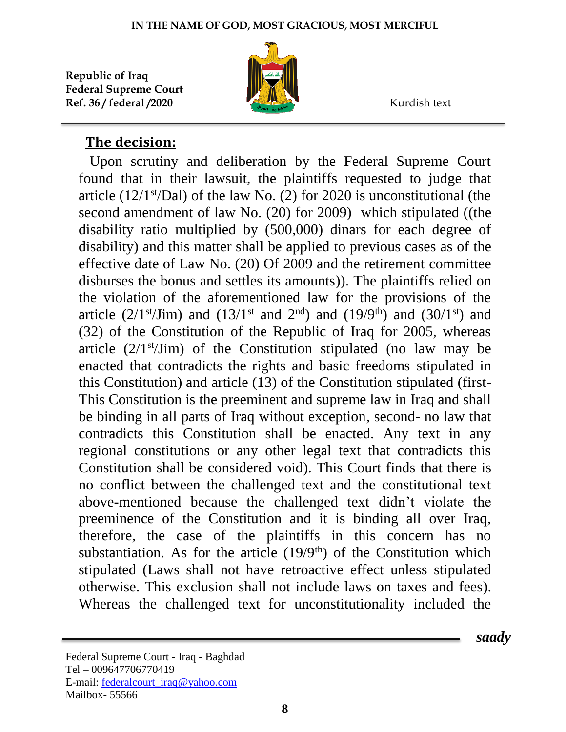## The decision:

Upon scrutiny and deliberation by the Federal Supreme Court found that in their lawsuit, the plaintiffs requested to judge that article (12/1st/Dal) of the law No. (2) for 2020 is unconstitutional (the second amendment of law No. (20) for 2009) which stipulated ((the disability ratio multiplied by (500,000) dinars for each degree of disability) and this matter shall be applied to previous cases as of the effective date of Law No. (20) Of 2009 and the retirement committee disburses the bonus and settles its amounts)). The plaintiffs relied on the violation of the aforementioned law for the provisions of the article (2/1st/Jim) and (13/1st and 2nd) and (19/9th) and (30/1st) and (32) of the Constitution of the Republic of Iraq for 2005, whereas article (2/1st/Jim) of the Constitution stipulated (no law may be enacted that contradicts the rights and basic freedoms stipulated in this Constitution) and article (13) of the Constitution stipulated (first- This Constitution is the preeminent and supreme law in Iraq and shall be binding in all parts of Iraq without exception, second- no law that contradicts this Constitution shall be enacted. Any text in any regional constitutions or any other legal text that contradicts this Constitution shall be considered void). This Court finds that there is no conflict between the challenged text and the constitutional text above-mentioned because the challenged text didn't violate the preeminence of the Constitution and it is binding all over Iraq, therefore, the case of the plaintiffs in this concern has no substantiation. As for the article (19/9th) of the Constitution which stipulated (Laws shall not have retroactive effect unless stipulated otherwise. This exclusion shall not include laws on taxes and fees). Whereas the challenged text for unconstitutionality included the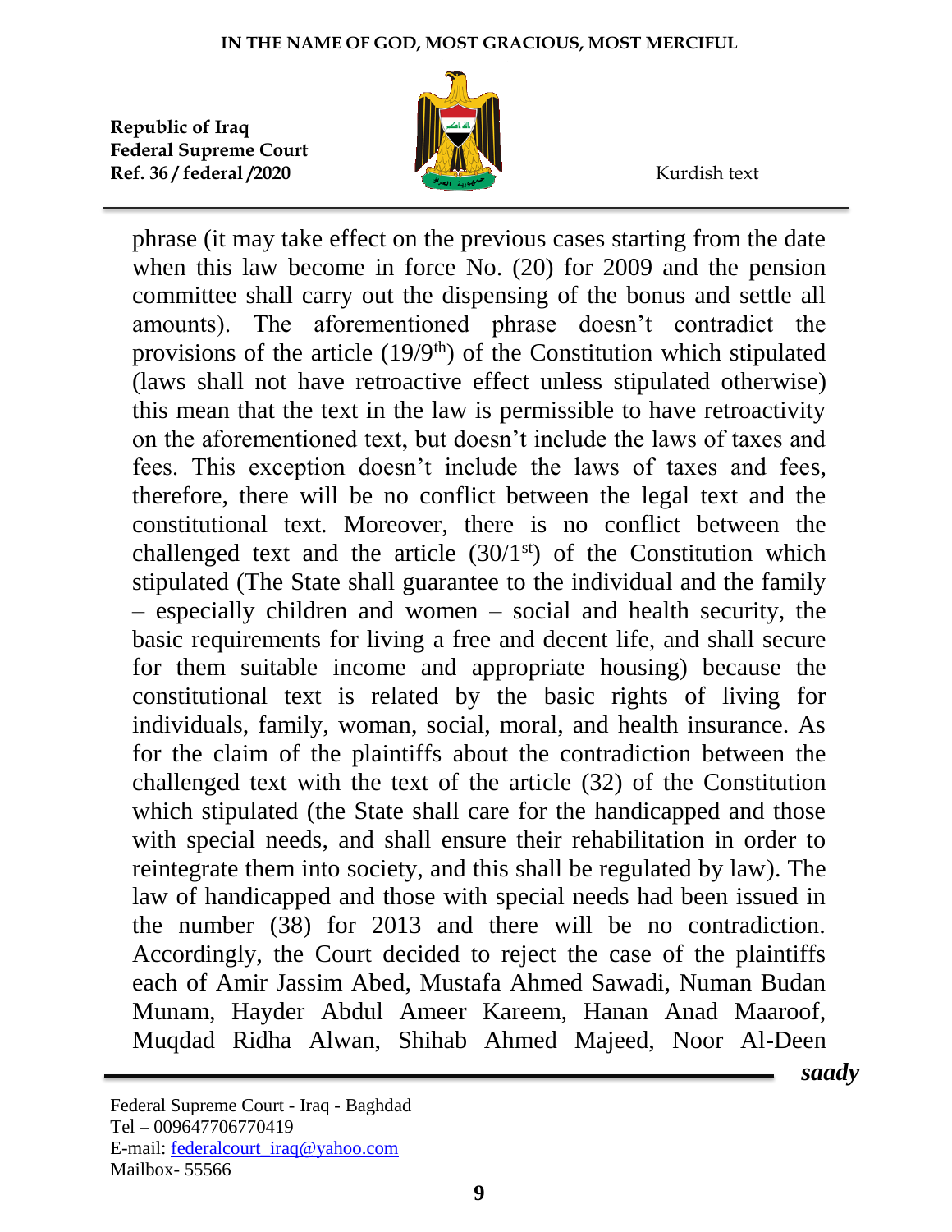phrase (it may take effect on the previous cases starting from the date when this law become in force No. (20) for 2009 and the pension committee shall carry out the dispensing of the bonus and settle all amounts). The aforementioned phrase doesn't contradict the provisions of the article (19/9th) of the Constitution which stipulated (laws shall not have retroactive effect unless stipulated otherwise) this mean that the text in the law is permissible to have retroactivity on the aforementioned text, but doesn't include the laws of taxes and fees. This exception doesn't include the laws of taxes and fees, therefore, there will be no conflict between the legal text and the constitutional text. Moreover, there is no conflict between the challenged text and the article (30/1st) of the Constitution which stipulated (The State shall guarantee to the individual and the family – especially children and women – social and health security, the basic requirements for living a free and decent life, and shall secure for them suitable income and appropriate housing) because the constitutional text is related by the basic rights of living for individuals, family, woman, social, moral, and health insurance. As for the claim of the plaintiffs about the contradiction between the challenged text with the text of the article (32) of the Constitution which stipulated (the State shall care for the handicapped and those with special needs, and shall ensure their rehabilitation in order to reintegrate them into society, and this shall be regulated by law). The law of handicapped and those with special needs had been issued in the number (38) for 2013 and there will be no contradiction. Accordingly, the Court decided to reject the case of the plaintiffs each of Amir Jassim Abed, Mustafa Ahmed Sawadi, Numan Budan Munam, Hayder Abdul Ameer Kareem, Hanan Anad Maaroof, Muqdad Ridha Alwan, Shihab Ahmed Majeed, Noor Al-Deen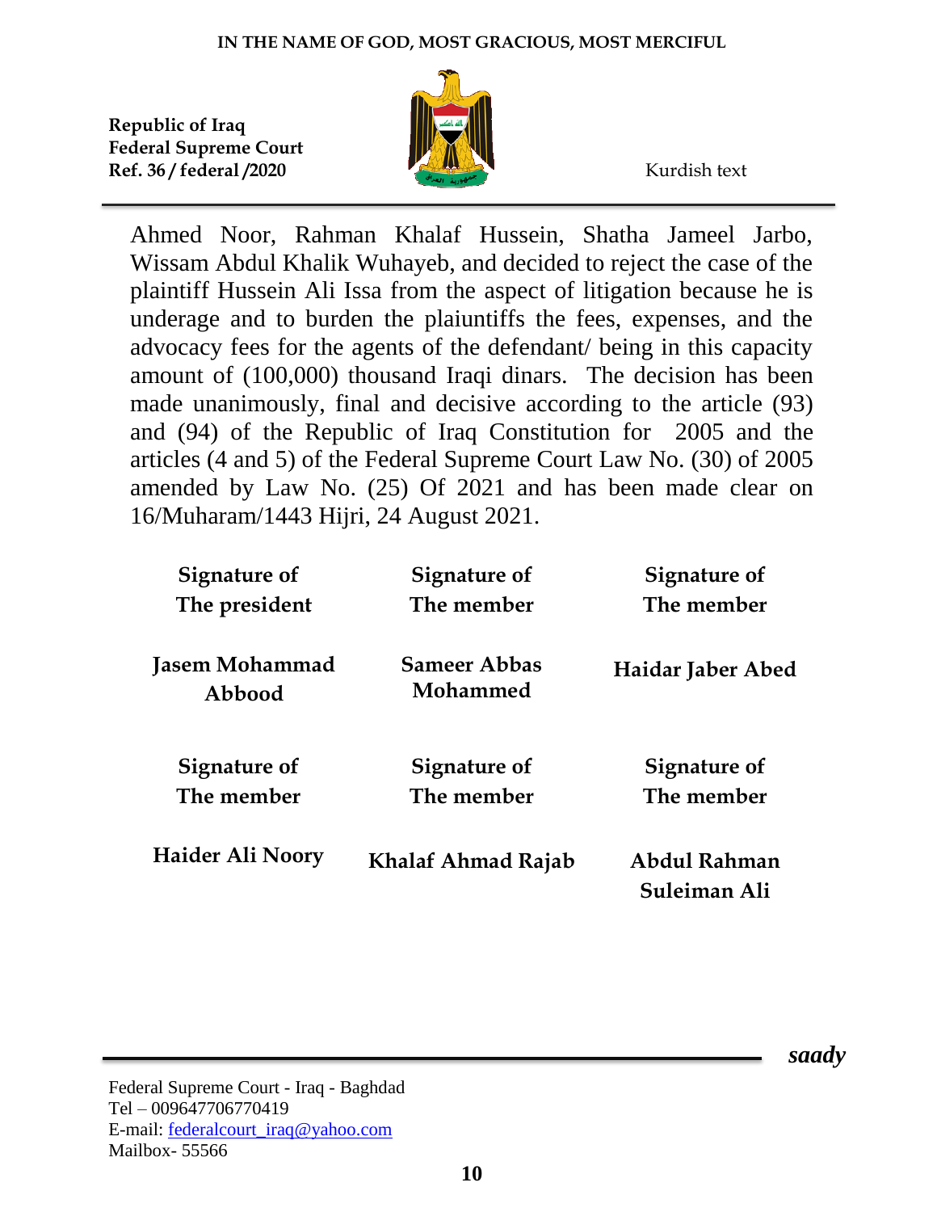IN THE NAME OF GOD, MOST GRACIOUS, MOST MERCIFUL

**Republic of Iraq**
**Federal Supreme Court**
**Ref. 36 / federal /2020**

Kurdish text

Ahmed Noor, Rahman Khalaf Hussein, Shatha Jameel Jarbo, Wissam Abdul Khalik Wuhayeb, and decided to reject the case of the plaintiff Hussein Ali Issa from the aspect of litigation because he is underage and to burden the plaiuntiffs the fees, expenses, and the advocacy fees for the agents of the defendant/ being in this capacity amount of (100,000) thousand Iraqi dinars. The decision has been made unanimously, final and decisive according to the article (93) and (94) of the Republic of Iraq Constitution for 2005 and the articles (4 and 5) of the Federal Supreme Court Law No. (30) of 2005 amended by Law No. (25) Of 2021 and has been made clear on 16/Muharam/1443 Hijri, 24 August 2021.

| Signature of The president | Signature of The member | Signature of The member |
|---|---|---|
| **Jasem Mohammad Abbood** | **Sameer Abbas Mohammed** | **Haidar Jaber Abed** |
| **Signature of The member** | **Signature of The member** | **Signature of The member** |
| **Haider Ali Noory** | **Khalaf Ahmad Rajab** | **Abdul Rahman Suleiman Ali** |

*saady*

Federal Supreme Court - Iraq - Baghdad
Tel – 009647706770419
E-mail: federalcourt_iraq@yahoo.com
Mailbox- 55566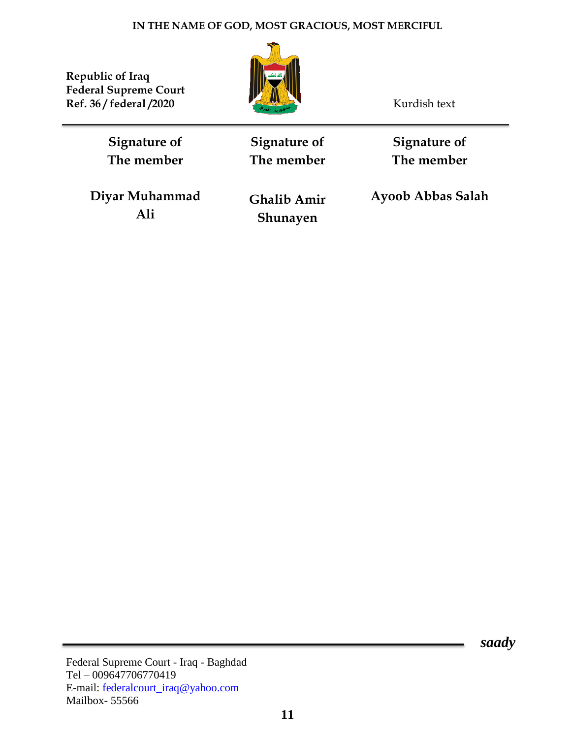Signature of The member

Diyar Muhammad Ali

Signature of The member

Ghalib Amir Shunayen

Signature of The member

Ayoob Abbas Salah